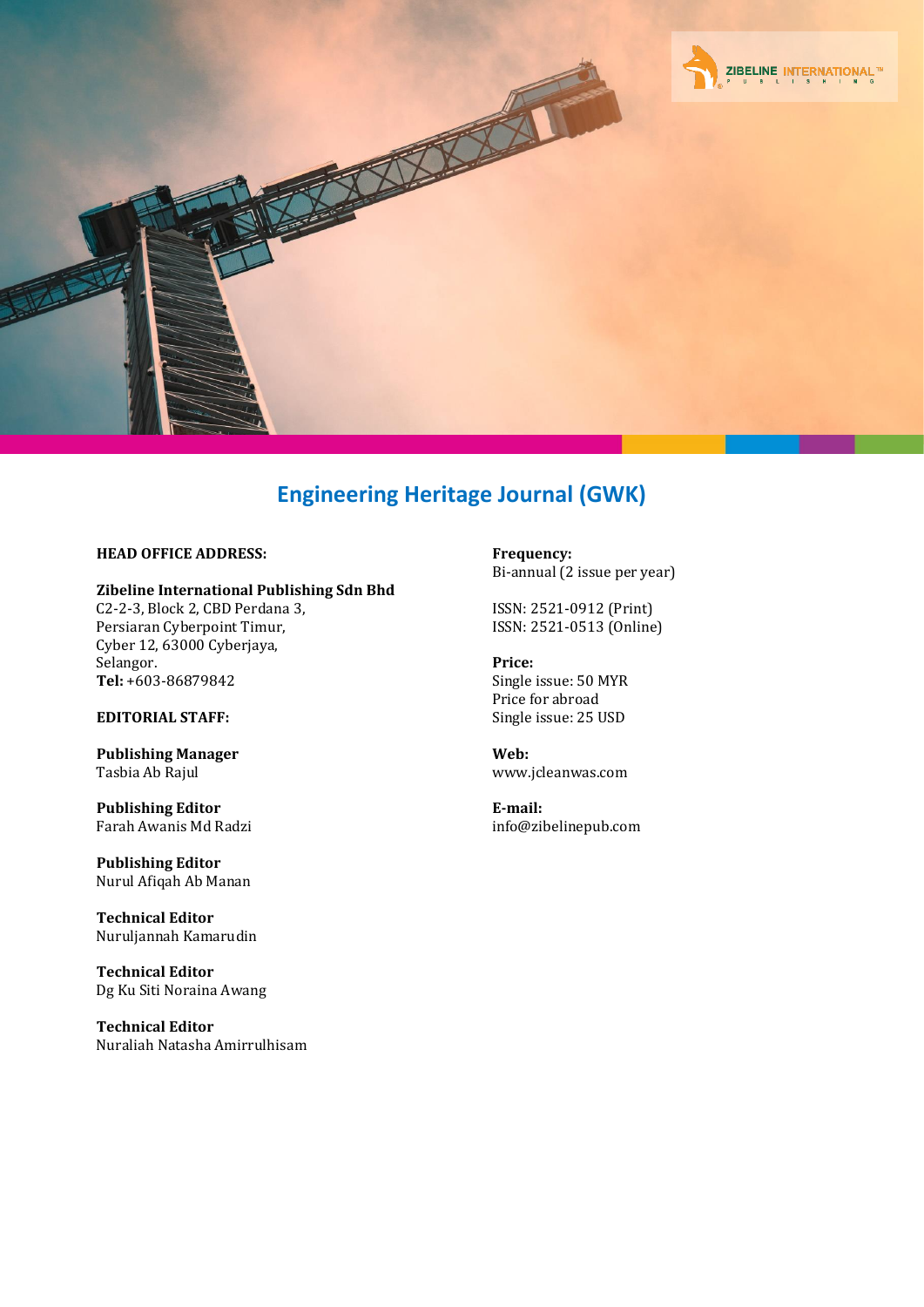# Engineering Heritage Journal (GWK)

**HEAD OFFICE ADDRESS:**

**Zibeline International Publishing Sdn Bhd**
C2-2-3, Block 2, CBD Perdana 3,
Persiaran Cyberpoint Timur,
Cyber 12, 63000 Cyberjaya,
Selangor.
**Tel:** +603-86879842

**EDITORIAL STAFF:**

**Publishing Manager**
Tasbia Ab Rajul

**Publishing Editor**
Farah Awanis Md Radzi

**Publishing Editor**
Nurul Afiqah Ab Manan

**Technical Editor**
Nuruljannah Kamarudin

**Technical Editor**
Dg Ku Siti Noraina Awang

**Technical Editor**
Nuraliah Natasha Amirrulhisam

**Frequency:**
Bi-annual (2 issue per year)

ISSN: 2521-0912 (Print)
ISSN: 2521-0513 (Online)

**Price:**
Single issue: 50 MYR
Price for abroad
Single issue: 25 USD

**Web:**
www.jcleanwas.com

**E-mail:**
info@zibelinepub.com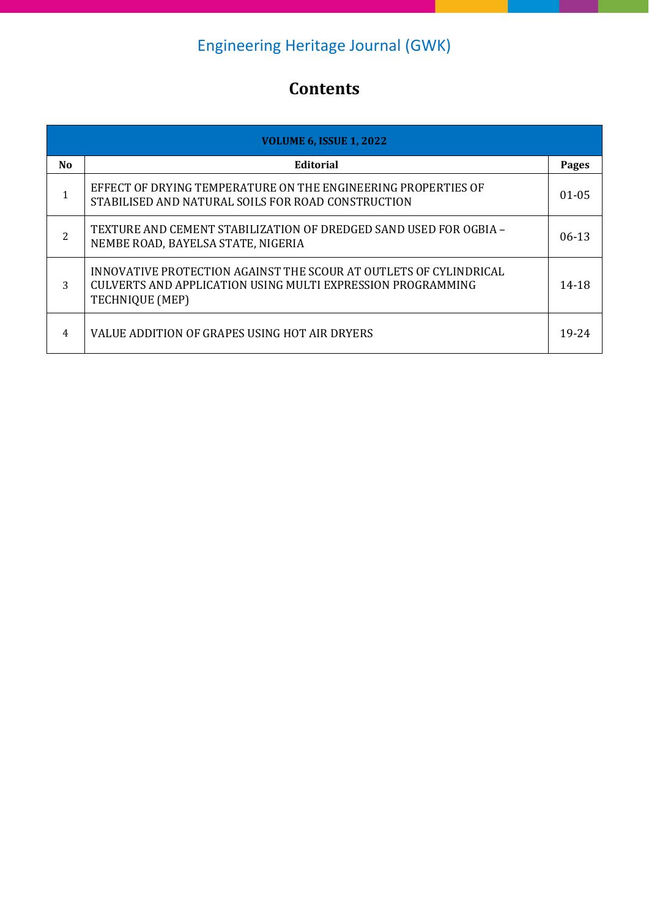# Engineering Heritage Journal (GWK)

## Contents

| VOLUME 6, ISSUE 1, 2022 | | |
|---|---|---|
| **No** | **Editorial** | **Pages** |
| 1 | EFFECT OF DRYING TEMPERATURE ON THE ENGINEERING PROPERTIES OF STABILISED AND NATURAL SOILS FOR ROAD CONSTRUCTION | 01-05 |
| 2 | TEXTURE AND CEMENT STABILIZATION OF DREDGED SAND USED FOR OGBIA – NEMBE ROAD, BAYELSA STATE, NIGERIA | 06-13 |
| 3 | INNOVATIVE PROTECTION AGAINST THE SCOUR AT OUTLETS OF CYLINDRICAL CULVERTS AND APPLICATION USING MULTI EXPRESSION PROGRAMMING TECHNIQUE (MEP) | 14-18 |
| 4 | VALUE ADDITION OF GRAPES USING HOT AIR DRYERS | 19-24 |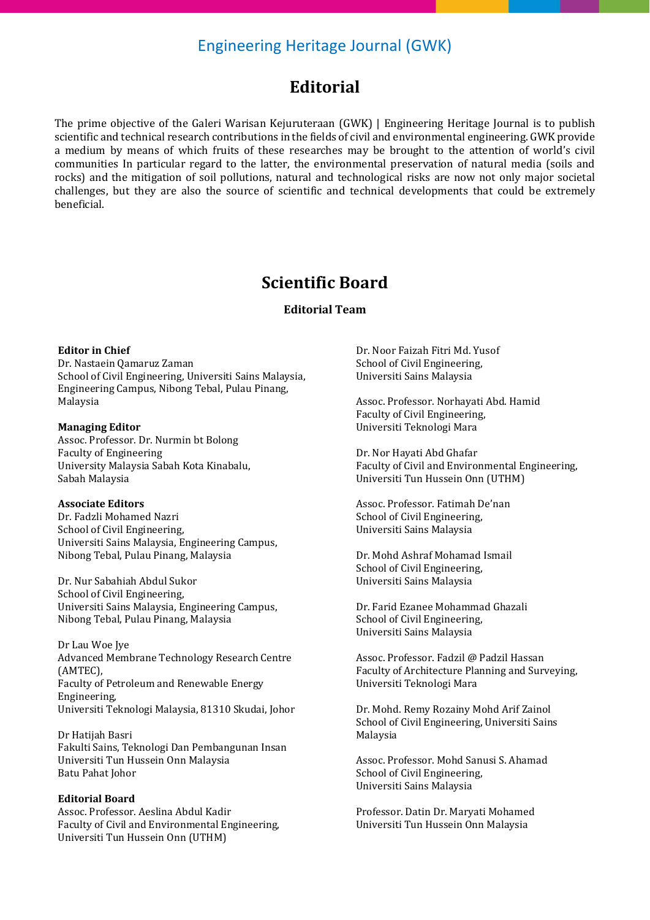Engineering Heritage Journal (GWK)

# Editorial

The prime objective of the Galeri Warisan Kejuruteraan (GWK) | Engineering Heritage Journal is to publish scientific and technical research contributions in the fields of civil and environmental engineering. GWK provide a medium by means of which fruits of these researches may be brought to the attention of world's civil communities In particular regard to the latter, the environmental preservation of natural media (soils and rocks) and the mitigation of soil pollutions, natural and technological risks are now not only major societal challenges, but they are also the source of scientific and technical developments that could be extremely beneficial.

# Scientific Board

## Editorial Team

**Editor in Chief**
Dr. Nastaein Qamaruz Zaman
School of Civil Engineering, Universiti Sains Malaysia, Engineering Campus, Nibong Tebal, Pulau Pinang, Malaysia

**Managing Editor**
Assoc. Professor. Dr. Nurmin bt Bolong
Faculty of Engineering
University Malaysia Sabah Kota Kinabalu, Sabah Malaysia

**Associate Editors**
Dr. Fadzli Mohamed Nazri
School of Civil Engineering,
Universiti Sains Malaysia, Engineering Campus, Nibong Tebal, Pulau Pinang, Malaysia

Dr. Nur Sabahiah Abdul Sukor
School of Civil Engineering,
Universiti Sains Malaysia, Engineering Campus, Nibong Tebal, Pulau Pinang, Malaysia

Dr Lau Woe Jye
Advanced Membrane Technology Research Centre (AMTEC),
Faculty of Petroleum and Renewable Energy Engineering,
Universiti Teknologi Malaysia, 81310 Skudai, Johor

Dr Hatijah Basri
Fakulti Sains, Teknologi Dan Pembangunan Insan
Universiti Tun Hussein Onn Malaysia
Batu Pahat Johor

**Editorial Board**
Assoc. Professor. Aeslina Abdul Kadir
Faculty of Civil and Environmental Engineering,
Universiti Tun Hussein Onn (UTHM)

Dr. Noor Faizah Fitri Md. Yusof
School of Civil Engineering,
Universiti Sains Malaysia

Assoc. Professor. Norhayati Abd. Hamid
Faculty of Civil Engineering,
Universiti Teknologi Mara

Dr. Nor Hayati Abd Ghafar
Faculty of Civil and Environmental Engineering,
Universiti Tun Hussein Onn (UTHM)

Assoc. Professor. Fatimah De'nan
School of Civil Engineering,
Universiti Sains Malaysia

Dr. Mohd Ashraf Mohamad Ismail
School of Civil Engineering,
Universiti Sains Malaysia

Dr. Farid Ezanee Mohammad Ghazali
School of Civil Engineering,
Universiti Sains Malaysia

Assoc. Professor. Fadzil @ Padzil Hassan
Faculty of Architecture Planning and Surveying,
Universiti Teknologi Mara

Dr. Mohd. Remy Rozainy Mohd Arif Zainol
School of Civil Engineering, Universiti Sains Malaysia

Assoc. Professor. Mohd Sanusi S. Ahamad
School of Civil Engineering,
Universiti Sains Malaysia

Professor. Datin Dr. Maryati Mohamed
Universiti Tun Hussein Onn Malaysia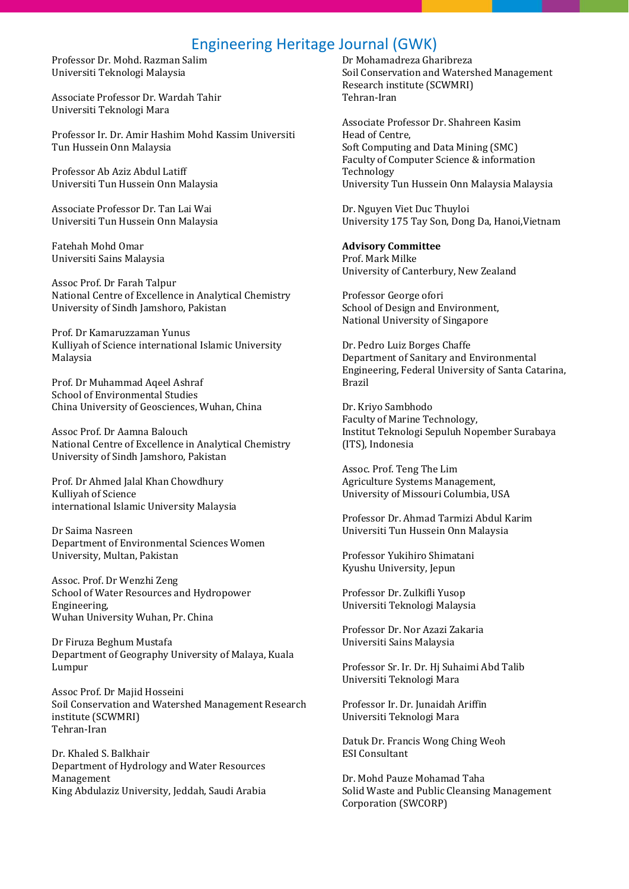Professor Dr. Mohd. Razman Salim
Universiti Teknologi Malaysia

Associate Professor Dr. Wardah Tahir
Universiti Teknologi Mara

Professor Ir. Dr. Amir Hashim Mohd Kassim Universiti Tun Hussein Onn Malaysia

Professor Ab Aziz Abdul Latiff
Universiti Tun Hussein Onn Malaysia

Associate Professor Dr. Tan Lai Wai
Universiti Tun Hussein Onn Malaysia

Fatehah Mohd Omar
Universiti Sains Malaysia

Assoc Prof. Dr Farah Talpur
National Centre of Excellence in Analytical Chemistry
University of Sindh Jamshoro, Pakistan

Prof. Dr Kamaruzzaman Yunus
Kulliyah of Science international Islamic University Malaysia

Prof. Dr Muhammad Aqeel Ashraf
School of Environmental Studies
China University of Geosciences, Wuhan, China

Assoc Prof. Dr Aamna Balouch
National Centre of Excellence in Analytical Chemistry
University of Sindh Jamshoro, Pakistan

Prof. Dr Ahmed Jalal Khan Chowdhury
Kulliyah of Science
international Islamic University Malaysia

Dr Saima Nasreen
Department of Environmental Sciences Women University, Multan, Pakistan

Assoc. Prof. Dr Wenzhi Zeng
School of Water Resources and Hydropower Engineering,
Wuhan University Wuhan, Pr. China

Dr Firuza Beghum Mustafa
Department of Geography University of Malaya, Kuala Lumpur

Assoc Prof. Dr Majid Hosseini
Soil Conservation and Watershed Management Research institute (SCWMRI)
Tehran-Iran

Dr. Khaled S. Balkhair
Department of Hydrology and Water Resources Management
King Abdulaziz University, Jeddah, Saudi Arabia

Dr Mohamadreza Gharibreza
Soil Conservation and Watershed Management Research institute (SCWMRI)
Tehran-Iran

Associate Professor Dr. Shahreen Kasim
Head of Centre,
Soft Computing and Data Mining (SMC)
Faculty of Computer Science & information Technology
University Tun Hussein Onn Malaysia Malaysia

Dr. Nguyen Viet Duc Thuyloi
University 175 Tay Son, Dong Da, Hanoi,Vietnam

**Advisory Committee**

Prof. Mark Milke
University of Canterbury, New Zealand

Professor George ofori
School of Design and Environment,
National University of Singapore

Dr. Pedro Luiz Borges Chaffe
Department of Sanitary and Environmental Engineering, Federal University of Santa Catarina, Brazil

Dr. Kriyo Sambhodo
Faculty of Marine Technology,
Institut Teknologi Sepuluh Nopember Surabaya (ITS), Indonesia

Assoc. Prof. Teng The Lim
Agriculture Systems Management,
University of Missouri Columbia, USA

Professor Dr. Ahmad Tarmizi Abdul Karim
Universiti Tun Hussein Onn Malaysia

Professor Yukihiro Shimatani
Kyushu University, Jepun

Professor Dr. Zulkifli Yusop
Universiti Teknologi Malaysia

Professor Dr. Nor Azazi Zakaria
Universiti Sains Malaysia

Professor Sr. Ir. Dr. Hj Suhaimi Abd Talib
Universiti Teknologi Mara

Professor Ir. Dr. Junaidah Ariffin
Universiti Teknologi Mara

Datuk Dr. Francis Wong Ching Weoh
ESI Consultant

Dr. Mohd Pauze Mohamad Taha
Solid Waste and Public Cleansing Management Corporation (SWCORP)